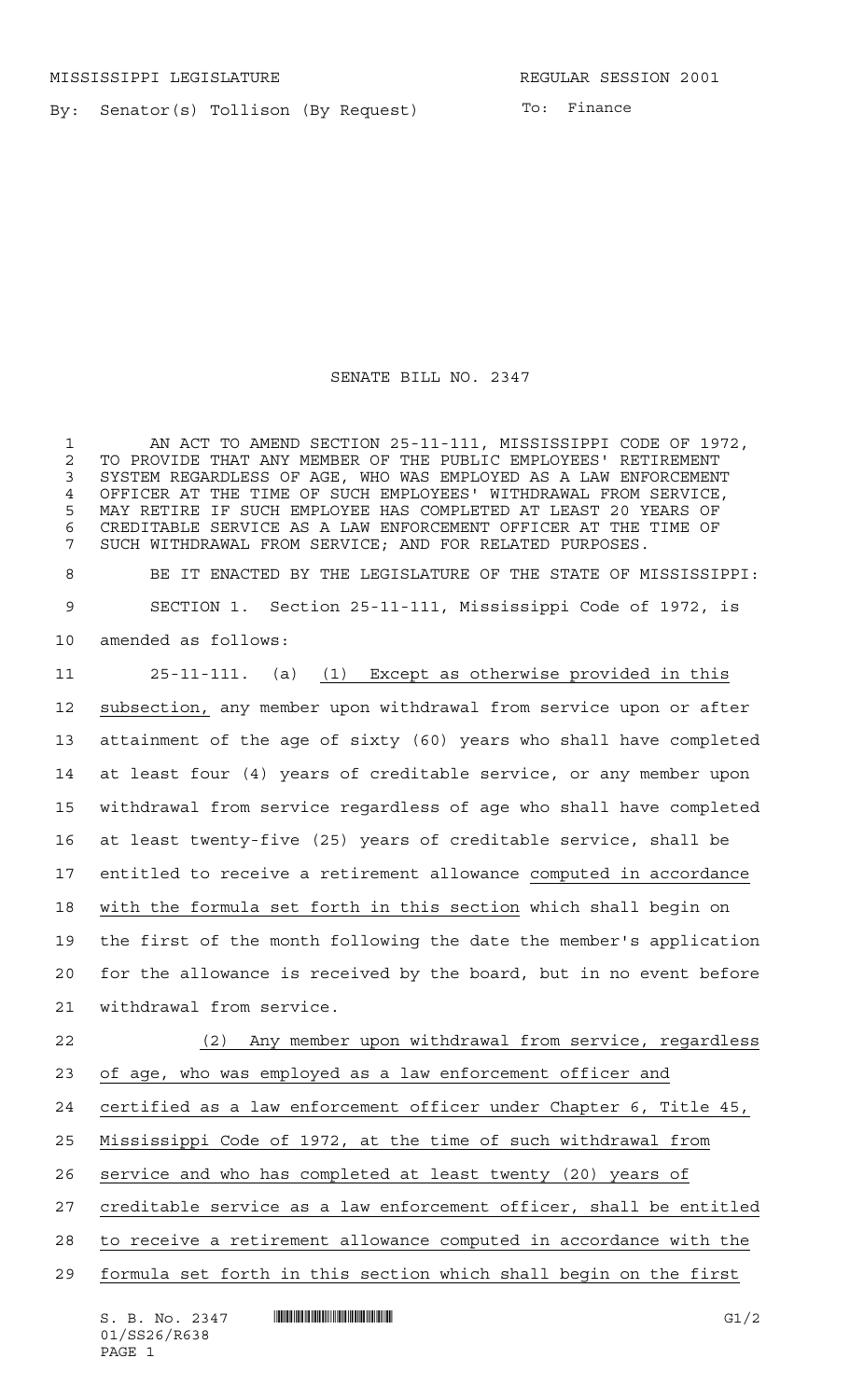MISSISSIPPI LEGISLATURE REGULAR SESSION 2001

By: Senator(s) Tollison (By Request)

To: Finance

# SENATE BILL NO. 2347

AN ACT TO AMEND SECTION 25-11-111, MISSISSIPPI CODE OF 1972, TO PROVIDE THAT ANY MEMBER OF THE PUBLIC EMPLOYEES' RETIREMENT SYSTEM REGARDLESS OF AGE, WHO WAS EMPLOYED AS A LAW ENFORCEMENT OFFICER AT THE TIME OF SUCH EMPLOYEES' WITHDRAWAL FROM SERVICE, MAY RETIRE IF SUCH EMPLOYEE HAS COMPLETED AT LEAST 20 YEARS OF CREDITABLE SERVICE AS A LAW ENFORCEMENT OFFICER AT THE TIME OF SUCH WITHDRAWAL FROM SERVICE; AND FOR RELATED PURPOSES.

BE IT ENACTED BY THE LEGISLATURE OF THE STATE OF MISSISSIPPI:

SECTION 1. Section 25-11-111, Mississippi Code of 1972, is amended as follows:

25-11-111. (a) (1) Except as otherwise provided in this subsection, any member upon withdrawal from service upon or after attainment of the age of sixty (60) years who shall have completed at least four (4) years of creditable service, or any member upon withdrawal from service regardless of age who shall have completed at least twenty-five (25) years of creditable service, shall be entitled to receive a retirement allowance computed in accordance with the formula set forth in this section which shall begin on the first of the month following the date the member's application for the allowance is received by the board, but in no event before withdrawal from service.

(2) Any member upon withdrawal from service, regardless of age, who was employed as a law enforcement officer and certified as a law enforcement officer under Chapter 6, Title 45, Mississippi Code of 1972, at the time of such withdrawal from service and who has completed at least twenty (20) years of creditable service as a law enforcement officer, shall be entitled to receive a retirement allowance computed in accordance with the formula set forth in this section which shall begin on the first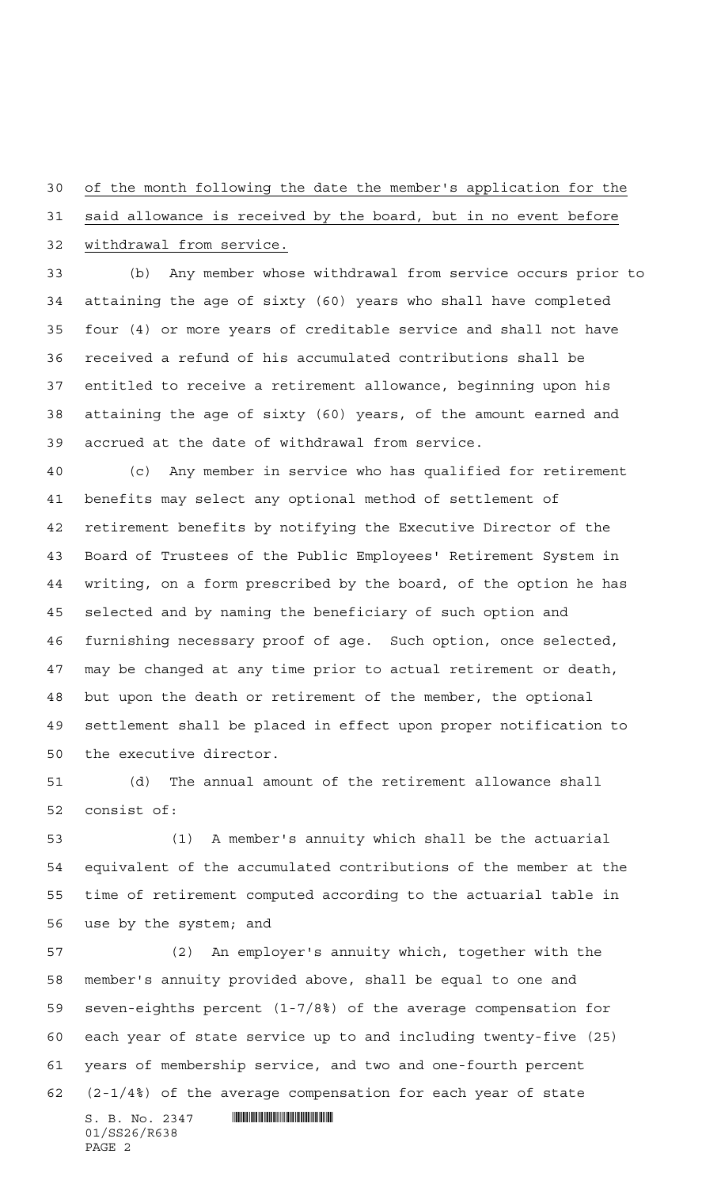of the month following the date the member's application for the said allowance is received by the board, but in no event before withdrawal from service.

(b) Any member whose withdrawal from service occurs prior to attaining the age of sixty (60) years who shall have completed four (4) or more years of creditable service and shall not have received a refund of his accumulated contributions shall be entitled to receive a retirement allowance, beginning upon his attaining the age of sixty (60) years, of the amount earned and accrued at the date of withdrawal from service.

(c) Any member in service who has qualified for retirement benefits may select any optional method of settlement of retirement benefits by notifying the Executive Director of the Board of Trustees of the Public Employees' Retirement System in writing, on a form prescribed by the board, of the option he has selected and by naming the beneficiary of such option and furnishing necessary proof of age. Such option, once selected, may be changed at any time prior to actual retirement or death, but upon the death or retirement of the member, the optional settlement shall be placed in effect upon proper notification to the executive director.

(d) The annual amount of the retirement allowance shall consist of:

(1) A member's annuity which shall be the actuarial equivalent of the accumulated contributions of the member at the time of retirement computed according to the actuarial table in use by the system; and

(2) An employer's annuity which, together with the member's annuity provided above, shall be equal to one and seven-eighths percent (1-7/8%) of the average compensation for each year of state service up to and including twenty-five (25) years of membership service, and two and one-fourth percent (2-1/4%) of the average compensation for each year of state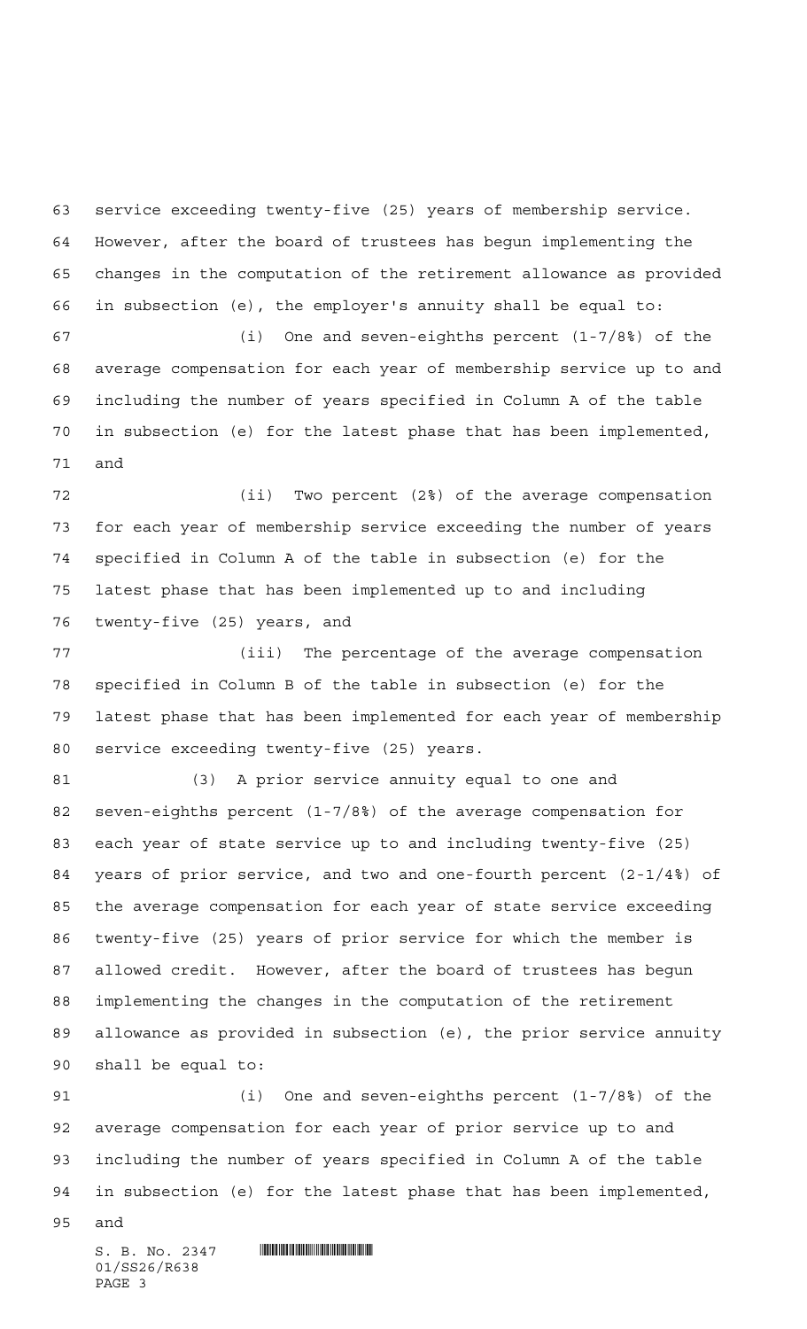service exceeding twenty-five (25) years of membership service. However, after the board of trustees has begun implementing the changes in the computation of the retirement allowance as provided in subsection (e), the employer's annuity shall be equal to:

(i) One and seven-eighths percent (1-7/8%) of the average compensation for each year of membership service up to and including the number of years specified in Column A of the table in subsection (e) for the latest phase that has been implemented, and

(ii) Two percent (2%) of the average compensation for each year of membership service exceeding the number of years specified in Column A of the table in subsection (e) for the latest phase that has been implemented up to and including twenty-five (25) years, and

(iii) The percentage of the average compensation specified in Column B of the table in subsection (e) for the latest phase that has been implemented for each year of membership service exceeding twenty-five (25) years.

(3) A prior service annuity equal to one and seven-eighths percent (1-7/8%) of the average compensation for each year of state service up to and including twenty-five (25) years of prior service, and two and one-fourth percent (2-1/4%) of the average compensation for each year of state service exceeding twenty-five (25) years of prior service for which the member is allowed credit. However, after the board of trustees has begun implementing the changes in the computation of the retirement allowance as provided in subsection (e), the prior service annuity shall be equal to:

(i) One and seven-eighths percent (1-7/8%) of the average compensation for each year of prior service up to and including the number of years specified in Column A of the table in subsection (e) for the latest phase that has been implemented, and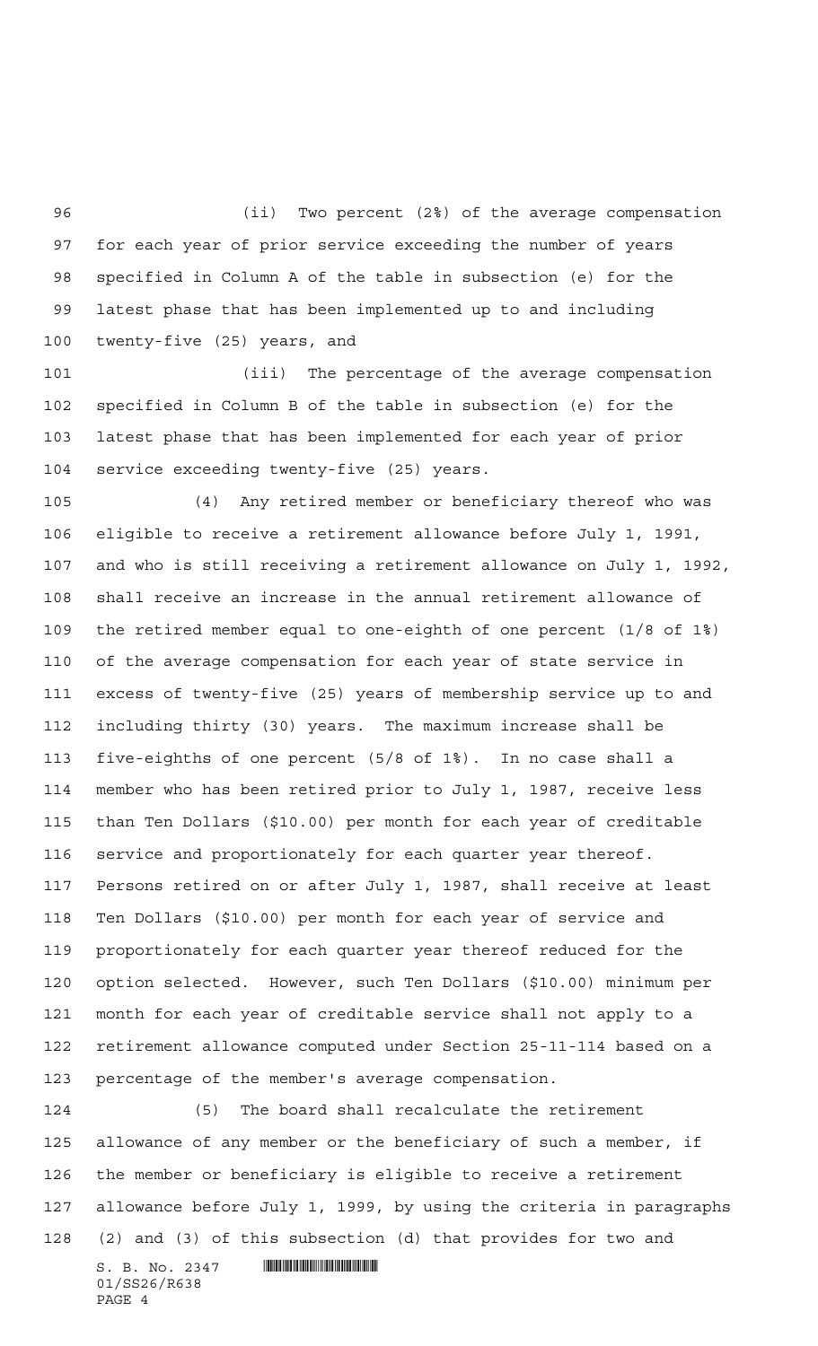(ii) Two percent (2%) of the average compensation for each year of prior service exceeding the number of years specified in Column A of the table in subsection (e) for the latest phase that has been implemented up to and including twenty-five (25) years, and

(iii) The percentage of the average compensation specified in Column B of the table in subsection (e) for the latest phase that has been implemented for each year of prior service exceeding twenty-five (25) years.

(4) Any retired member or beneficiary thereof who was eligible to receive a retirement allowance before July 1, 1991, and who is still receiving a retirement allowance on July 1, 1992, shall receive an increase in the annual retirement allowance of the retired member equal to one-eighth of one percent (1/8 of 1%) of the average compensation for each year of state service in excess of twenty-five (25) years of membership service up to and including thirty (30) years. The maximum increase shall be five-eighths of one percent (5/8 of 1%). In no case shall a member who has been retired prior to July 1, 1987, receive less than Ten Dollars ($10.00) per month for each year of creditable service and proportionately for each quarter year thereof. Persons retired on or after July 1, 1987, shall receive at least Ten Dollars ($10.00) per month for each year of service and proportionately for each quarter year thereof reduced for the option selected. However, such Ten Dollars ($10.00) minimum per month for each year of creditable service shall not apply to a retirement allowance computed under Section 25-11-114 based on a percentage of the member's average compensation.

(5) The board shall recalculate the retirement allowance of any member or the beneficiary of such a member, if the member or beneficiary is eligible to receive a retirement allowance before July 1, 1999, by using the criteria in paragraphs (2) and (3) of this subsection (d) that provides for two and

S. B. No. 2347
01/SS26/R638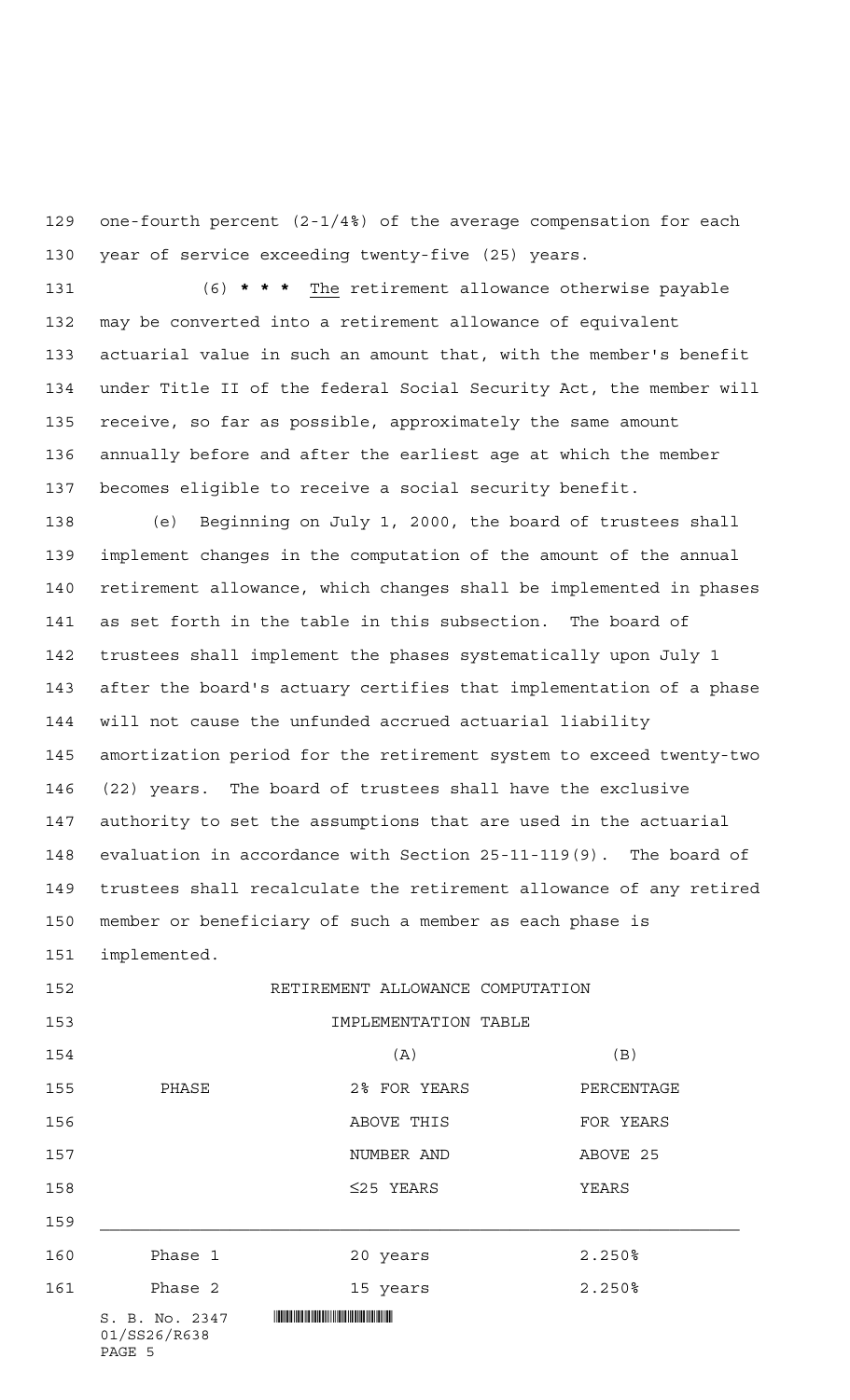one-fourth percent (2-1/4%) of the average compensation for each year of service exceeding twenty-five (25) years.

(6) **\* \* \*** The retirement allowance otherwise payable may be converted into a retirement allowance of equivalent actuarial value in such an amount that, with the member's benefit under Title II of the federal Social Security Act, the member will receive, so far as possible, approximately the same amount annually before and after the earliest age at which the member becomes eligible to receive a social security benefit.

(e) Beginning on July 1, 2000, the board of trustees shall implement changes in the computation of the amount of the annual retirement allowance, which changes shall be implemented in phases as set forth in the table in this subsection. The board of trustees shall implement the phases systematically upon July 1 after the board's actuary certifies that implementation of a phase will not cause the unfunded accrued actuarial liability amortization period for the retirement system to exceed twenty-two (22) years. The board of trustees shall have the exclusive authority to set the assumptions that are used in the actuarial evaluation in accordance with Section 25-11-119(9). The board of trustees shall recalculate the retirement allowance of any retired member or beneficiary of such a member as each phase is implemented.

RETIREMENT ALLOWANCE COMPUTATION IMPLEMENTATION TABLE

| PHASE | (A) 2% FOR YEARS ABOVE THIS NUMBER AND ≤25 YEARS | (B) PERCENTAGE FOR YEARS ABOVE 25 YEARS |
|---|---|---|
| Phase 1 | 20 years | 2.250% |
| Phase 2 | 15 years | 2.250% |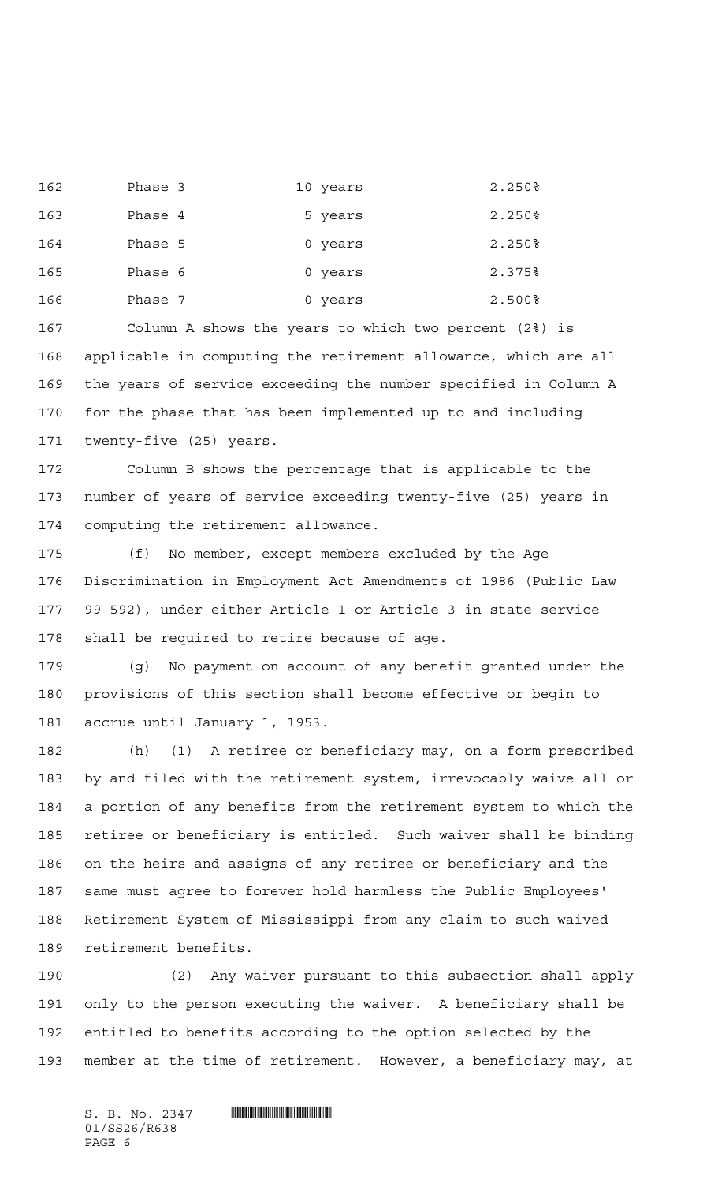| | | |
|---|---|---|
| Phase 3 | 10 years | 2.250% |
| Phase 4 | 5 years | 2.250% |
| Phase 5 | 0 years | 2.250% |
| Phase 6 | 0 years | 2.375% |
| Phase 7 | 0 years | 2.500% |

Column A shows the years to which two percent (2%) is applicable in computing the retirement allowance, which are all the years of service exceeding the number specified in Column A for the phase that has been implemented up to and including twenty-five (25) years.

Column B shows the percentage that is applicable to the number of years of service exceeding twenty-five (25) years in computing the retirement allowance.

(f) No member, except members excluded by the Age Discrimination in Employment Act Amendments of 1986 (Public Law 99-592), under either Article 1 or Article 3 in state service shall be required to retire because of age.

(g) No payment on account of any benefit granted under the provisions of this section shall become effective or begin to accrue until January 1, 1953.

(h) (1) A retiree or beneficiary may, on a form prescribed by and filed with the retirement system, irrevocably waive all or a portion of any benefits from the retirement system to which the retiree or beneficiary is entitled. Such waiver shall be binding on the heirs and assigns of any retiree or beneficiary and the same must agree to forever hold harmless the Public Employees' Retirement System of Mississippi from any claim to such waived retirement benefits.

(2) Any waiver pursuant to this subsection shall apply only to the person executing the waiver. A beneficiary shall be entitled to benefits according to the option selected by the member at the time of retirement. However, a beneficiary may, at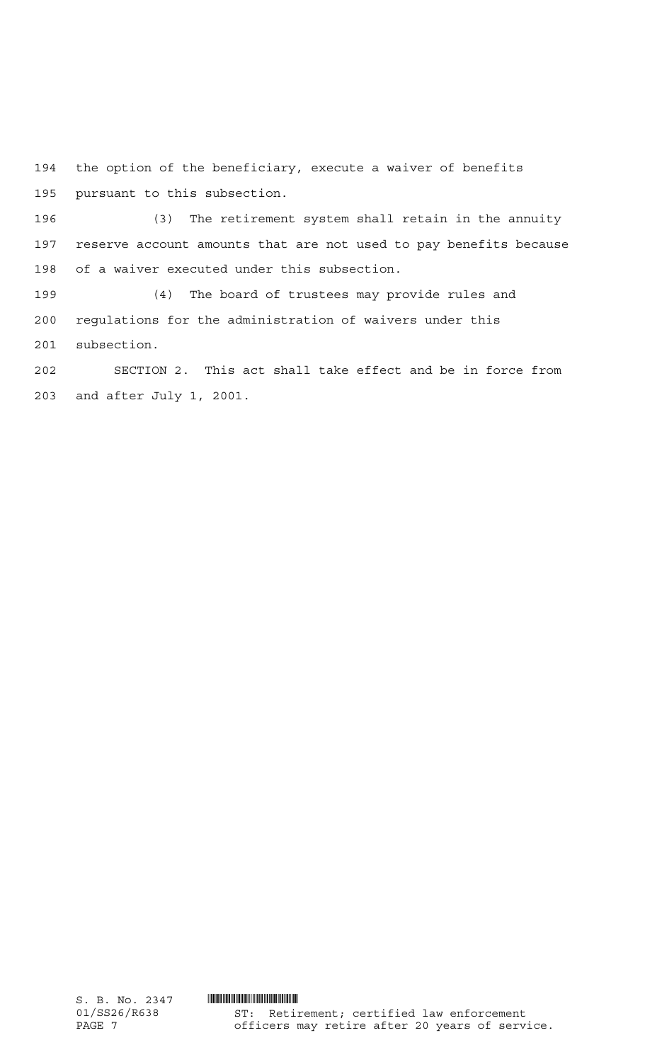the option of the beneficiary, execute a waiver of benefits pursuant to this subsection.

(3) The retirement system shall retain in the annuity reserve account amounts that are not used to pay benefits because of a waiver executed under this subsection.

(4) The board of trustees may provide rules and regulations for the administration of waivers under this subsection.

SECTION 2. This act shall take effect and be in force from and after July 1, 2001.